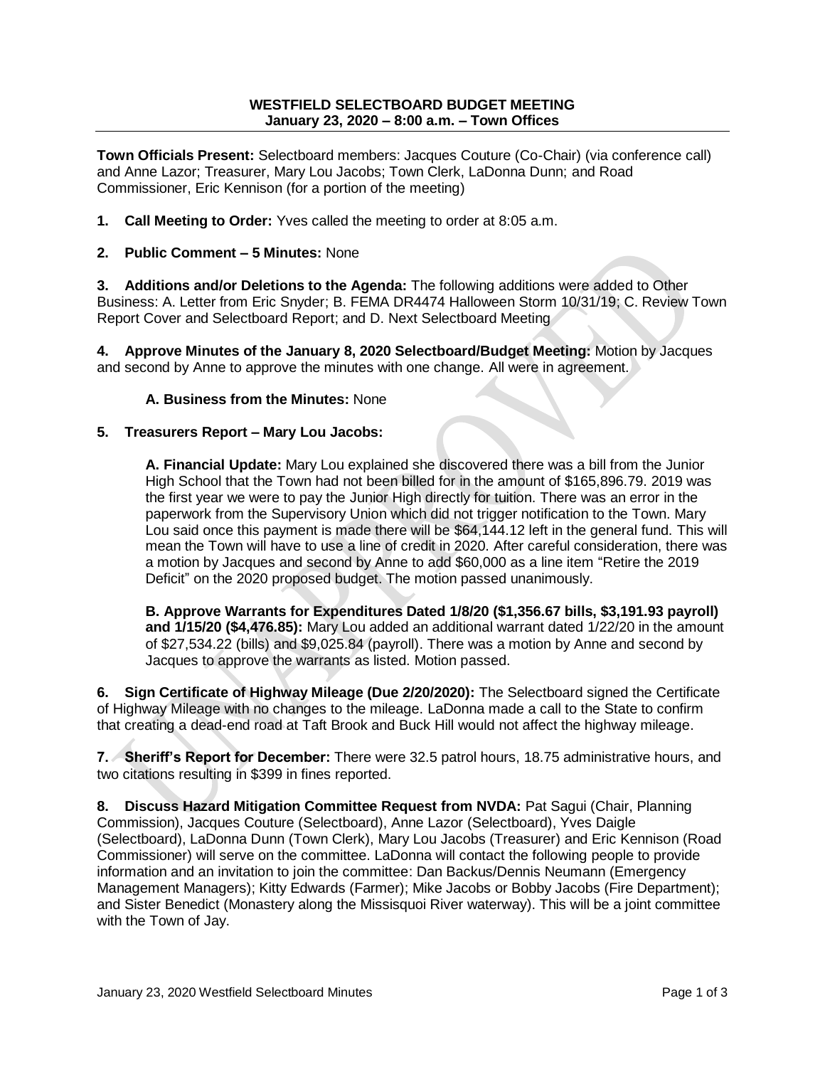**WESTFIELD SELECTBOARD BUDGET MEETING**
**January 23, 2020 – 8:00 a.m. – Town Offices**

**Town Officials Present:** Selectboard members: Jacques Couture (Co-Chair) (via conference call) and Anne Lazor; Treasurer, Mary Lou Jacobs; Town Clerk, LaDonna Dunn; and Road Commissioner, Eric Kennison (for a portion of the meeting)

**1. Call Meeting to Order:** Yves called the meeting to order at 8:05 a.m.

**2. Public Comment – 5 Minutes:** None

**3. Additions and/or Deletions to the Agenda:** The following additions were added to Other Business: A. Letter from Eric Snyder; B. FEMA DR4474 Halloween Storm 10/31/19; C. Review Town Report Cover and Selectboard Report; and D. Next Selectboard Meeting

**4. Approve Minutes of the January 8, 2020 Selectboard/Budget Meeting:** Motion by Jacques and second by Anne to approve the minutes with one change. All were in agreement.

**A. Business from the Minutes:** None

**5. Treasurers Report – Mary Lou Jacobs:**

**A. Financial Update:** Mary Lou explained she discovered there was a bill from the Junior High School that the Town had not been billed for in the amount of $165,896.79. 2019 was the first year we were to pay the Junior High directly for tuition. There was an error in the paperwork from the Supervisory Union which did not trigger notification to the Town. Mary Lou said once this payment is made there will be $64,144.12 left in the general fund. This will mean the Town will have to use a line of credit in 2020. After careful consideration, there was a motion by Jacques and second by Anne to add $60,000 as a line item "Retire the 2019 Deficit" on the 2020 proposed budget. The motion passed unanimously.

**B. Approve Warrants for Expenditures Dated 1/8/20 ($1,356.67 bills, $3,191.93 payroll) and 1/15/20 ($4,476.85):** Mary Lou added an additional warrant dated 1/22/20 in the amount of $27,534.22 (bills) and $9,025.84 (payroll). There was a motion by Anne and second by Jacques to approve the warrants as listed. Motion passed.

**6. Sign Certificate of Highway Mileage (Due 2/20/2020):** The Selectboard signed the Certificate of Highway Mileage with no changes to the mileage. LaDonna made a call to the State to confirm that creating a dead-end road at Taft Brook and Buck Hill would not affect the highway mileage.

**7. Sheriff's Report for December:** There were 32.5 patrol hours, 18.75 administrative hours, and two citations resulting in $399 in fines reported.

**8. Discuss Hazard Mitigation Committee Request from NVDA:** Pat Sagui (Chair, Planning Commission), Jacques Couture (Selectboard), Anne Lazor (Selectboard), Yves Daigle (Selectboard), LaDonna Dunn (Town Clerk), Mary Lou Jacobs (Treasurer) and Eric Kennison (Road Commissioner) will serve on the committee. LaDonna will contact the following people to provide information and an invitation to join the committee: Dan Backus/Dennis Neumann (Emergency Management Managers); Kitty Edwards (Farmer); Mike Jacobs or Bobby Jacobs (Fire Department); and Sister Benedict (Monastery along the Missisquoi River waterway). This will be a joint committee with the Town of Jay.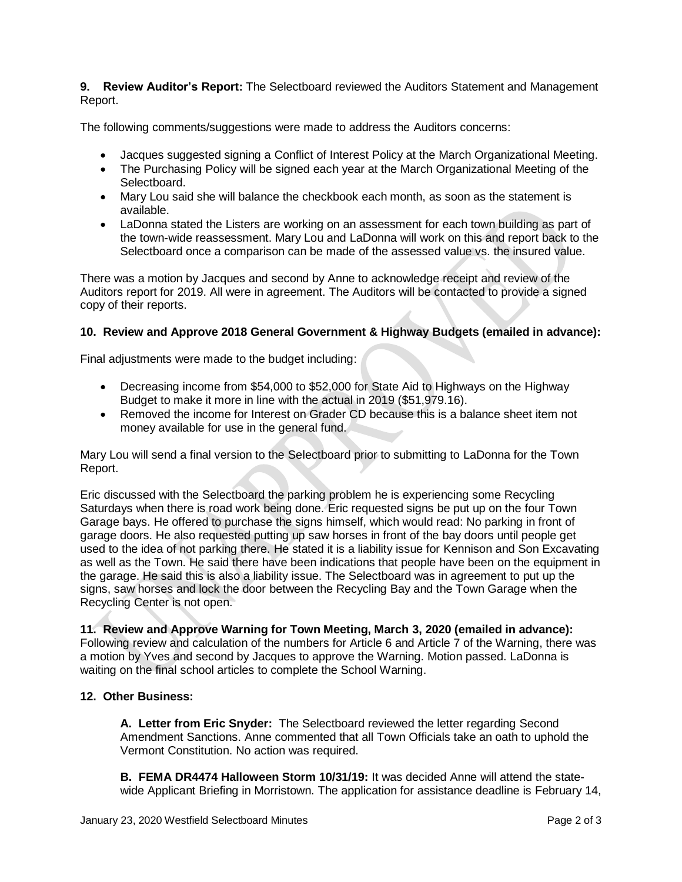**9. Review Auditor's Report:** The Selectboard reviewed the Auditors Statement and Management Report.

The following comments/suggestions were made to address the Auditors concerns:

- Jacques suggested signing a Conflict of Interest Policy at the March Organizational Meeting.
- The Purchasing Policy will be signed each year at the March Organizational Meeting of the Selectboard.
- Mary Lou said she will balance the checkbook each month, as soon as the statement is available.
- LaDonna stated the Listers are working on an assessment for each town building as part of the town-wide reassessment. Mary Lou and LaDonna will work on this and report back to the Selectboard once a comparison can be made of the assessed value vs. the insured value.

There was a motion by Jacques and second by Anne to acknowledge receipt and review of the Auditors report for 2019. All were in agreement. The Auditors will be contacted to provide a signed copy of their reports.

**10. Review and Approve 2018 General Government & Highway Budgets (emailed in advance):**

Final adjustments were made to the budget including:

- Decreasing income from $54,000 to $52,000 for State Aid to Highways on the Highway Budget to make it more in line with the actual in 2019 ($51,979.16).
- Removed the income for Interest on Grader CD because this is a balance sheet item not money available for use in the general fund.

Mary Lou will send a final version to the Selectboard prior to submitting to LaDonna for the Town Report.

Eric discussed with the Selectboard the parking problem he is experiencing some Recycling Saturdays when there is road work being done. Eric requested signs be put up on the four Town Garage bays. He offered to purchase the signs himself, which would read: No parking in front of garage doors. He also requested putting up saw horses in front of the bay doors until people get used to the idea of not parking there. He stated it is a liability issue for Kennison and Son Excavating as well as the Town. He said there have been indications that people have been on the equipment in the garage. He said this is also a liability issue. The Selectboard was in agreement to put up the signs, saw horses and lock the door between the Recycling Bay and the Town Garage when the Recycling Center is not open.

**11. Review and Approve Warning for Town Meeting, March 3, 2020 (emailed in advance):** Following review and calculation of the numbers for Article 6 and Article 7 of the Warning, there was a motion by Yves and second by Jacques to approve the Warning. Motion passed. LaDonna is waiting on the final school articles to complete the School Warning.

**12. Other Business:**

**A. Letter from Eric Snyder:** The Selectboard reviewed the letter regarding Second Amendment Sanctions. Anne commented that all Town Officials take an oath to uphold the Vermont Constitution. No action was required.

**B. FEMA DR4474 Halloween Storm 10/31/19:** It was decided Anne will attend the state-wide Applicant Briefing in Morristown. The application for assistance deadline is February 14,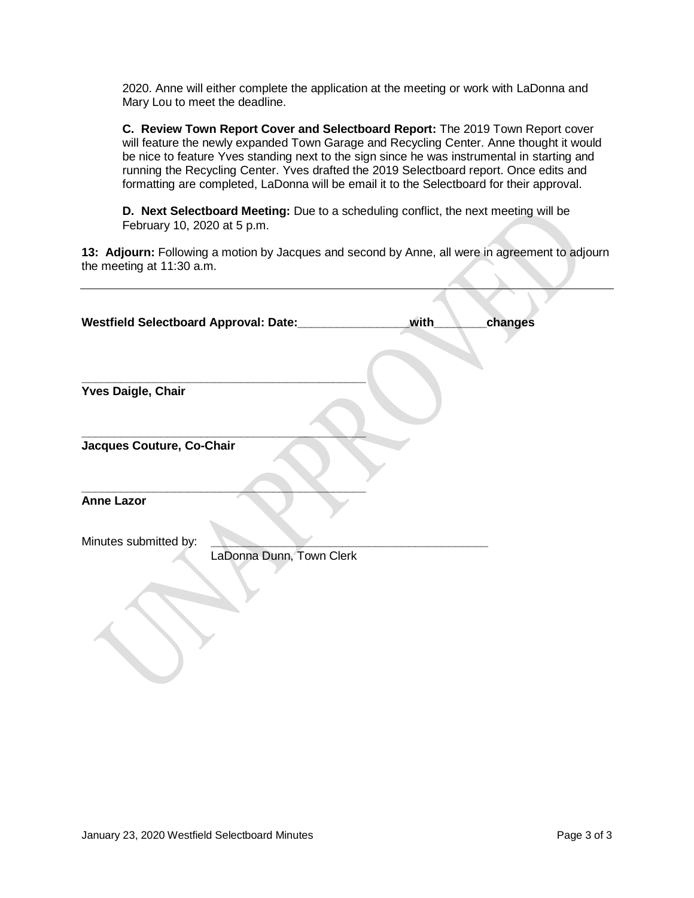2020. Anne will either complete the application at the meeting or work with LaDonna and Mary Lou to meet the deadline.

**C. Review Town Report Cover and Selectboard Report:** The 2019 Town Report cover will feature the newly expanded Town Garage and Recycling Center. Anne thought it would be nice to feature Yves standing next to the sign since he was instrumental in starting and running the Recycling Center. Yves drafted the 2019 Selectboard report. Once edits and formatting are completed, LaDonna will be email it to the Selectboard for their approval.

**D. Next Selectboard Meeting:** Due to a scheduling conflict, the next meeting will be February 10, 2020 at 5 p.m.

**13: Adjourn:** Following a motion by Jacques and second by Anne, all were in agreement to adjourn the meeting at 11:30 a.m.

---

**Westfield Selectboard Approval: Date:________________with________changes**

_____________________________________________
**Yves Daigle, Chair**

_____________________________________________
**Jacques Couture, Co-Chair**

_____________________________________________
**Anne Lazor**

Minutes submitted by: _____________________________________________
LaDonna Dunn, Town Clerk

UNAPPROVED